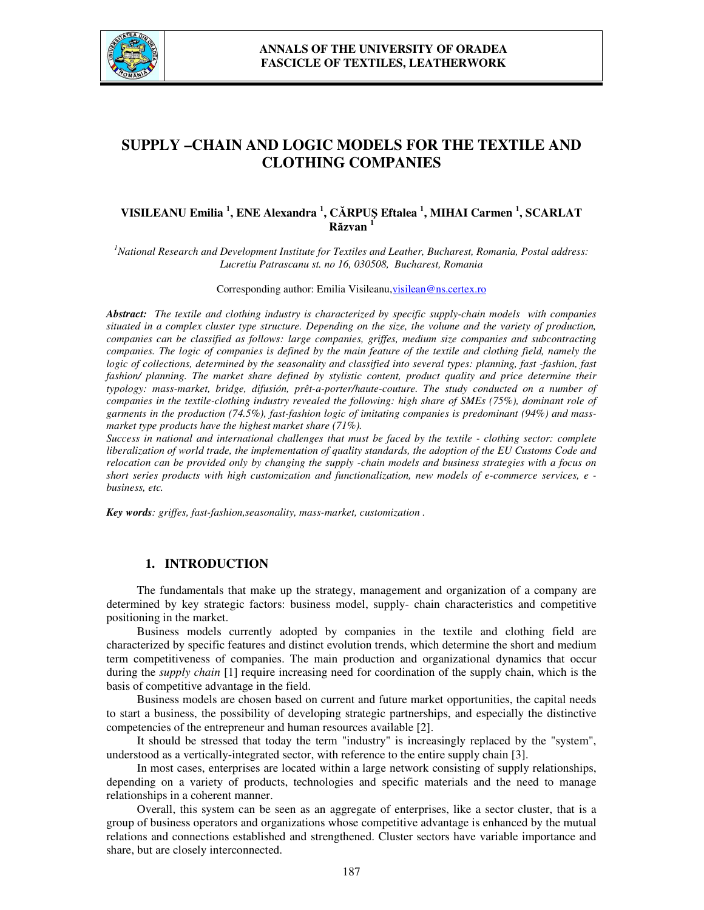# SUPPLY –CHAIN AND LOGIC MODELS FOR THE TEXTILE AND CLOTHING COMPANIES

**VISILEANU Emilia [1], ENE Alexandra [1], CĂRPUȘ Eftalea [1], MIHAI Carmen [1], SCARLAT Răzvan [1]**

*[1]National Research and Development Institute for Textiles and Leather, Bucharest, Romania, Postal address: Lucretiu Patrascanu st. no 16, 030508, Bucharest, Romania*

Corresponding author: Emilia Visileanu, visilean@ns.certex.ro

***Abstract:*** *The textile and clothing industry is characterized by specific supply-chain models with companies situated in a complex cluster type structure. Depending on the size, the volume and the variety of production, companies can be classified as follows: large companies, griffes, medium size companies and subcontracting companies. The logic of companies is defined by the main feature of the textile and clothing field, namely the logic of collections, determined by the seasonality and classified into several types: planning, fast -fashion, fast fashion/ planning. The market share defined by stylistic content, product quality and price determine their typology: mass-market, bridge, difusión, prêt-a-porter/haute-couture. The study conducted on a number of companies in the textile-clothing industry revealed the following: high share of SMEs (75%), dominant role of garments in the production (74.5%), fast-fashion logic of imitating companies is predominant (94%) and mass-market type products have the highest market share (71%).*

*Success in national and international challenges that must be faced by the textile - clothing sector: complete liberalization of world trade, the implementation of quality standards, the adoption of the EU Customs Code and relocation can be provided only by changing the supply -chain models and business strategies with a focus on short series products with high customization and functionalization, new models of e-commerce services, e - business, etc.*

***Key words****: griffes, fast-fashion,seasonality, mass-market, customization .*

## 1. INTRODUCTION

The fundamentals that make up the strategy, management and organization of a company are determined by key strategic factors: business model, supply- chain characteristics and competitive positioning in the market.

Business models currently adopted by companies in the textile and clothing field are characterized by specific features and distinct evolution trends, which determine the short and medium term competitiveness of companies. The main production and organizational dynamics that occur during the *supply chain* [1] require increasing need for coordination of the supply chain, which is the basis of competitive advantage in the field.

Business models are chosen based on current and future market opportunities, the capital needs to start a business, the possibility of developing strategic partnerships, and especially the distinctive competencies of the entrepreneur and human resources available [2].

It should be stressed that today the term "industry" is increasingly replaced by the "system", understood as a vertically-integrated sector, with reference to the entire supply chain [3].

In most cases, enterprises are located within a large network consisting of supply relationships, depending on a variety of products, technologies and specific materials and the need to manage relationships in a coherent manner.

Overall, this system can be seen as an aggregate of enterprises, like a sector cluster, that is a group of business operators and organizations whose competitive advantage is enhanced by the mutual relations and connections established and strengthened. Cluster sectors have variable importance and share, but are closely interconnected.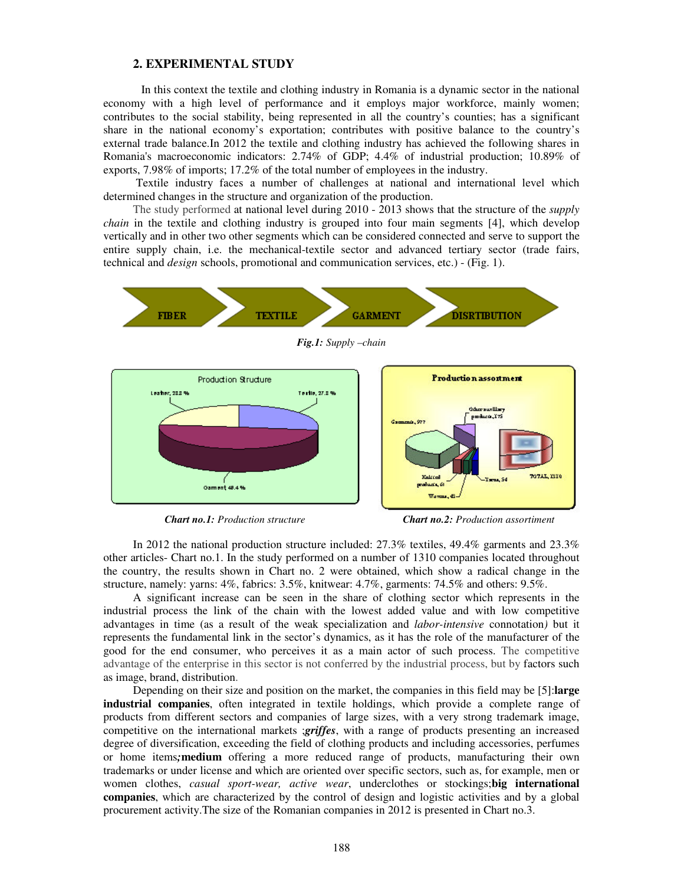## 2. EXPERIMENTAL STUDY

In this context the textile and clothing industry in Romania is a dynamic sector in the national economy with a high level of performance and it employs major workforce, mainly women; contributes to the social stability, being represented in all the country's counties; has a significant share in the national economy's exportation; contributes with positive balance to the country's external trade balance.In 2012 the textile and clothing industry has achieved the following shares in Romania's macroeconomic indicators: 2.74% of GDP; 4.4% of industrial production; 10.89% of exports, 7.98% of imports; 17.2% of the total number of employees in the industry.

Textile industry faces a number of challenges at national and international level which determined changes in the structure and organization of the production.

The study performed at national level during 2010 - 2013 shows that the structure of the *supply chain* in the textile and clothing industry is grouped into four main segments [4], which develop vertically and in other two other segments which can be considered connected and serve to support the entire supply chain, i.e. the mechanical-textile sector and advanced tertiary sector (trade fairs, technical and *design* schools, promotional and communication services, etc.) - (Fig. 1).

FIBER → TEXTILE → GARMENT → DISRTIBUTION

***Fig.1:*** *Supply –chain*

***Chart no.1:*** *Production structure*

***Chart no.2:*** *Production assortiment*

In 2012 the national production structure included: 27.3% textiles, 49.4% garments and 23.3% other articles- Chart no.1. In the study performed on a number of 1310 companies located throughout the country, the results shown in Chart no. 2 were obtained, which show a radical change in the structure, namely: yarns: 4%, fabrics: 3.5%, knitwear: 4.7%, garments: 74.5% and others: 9.5%.

A significant increase can be seen in the share of clothing sector which represents in the industrial process the link of the chain with the lowest added value and with low competitive advantages in time (as a result of the weak specialization and *labor-intensive* connotation*)* but it represents the fundamental link in the sector's dynamics, as it has the role of the manufacturer of the good for the end consumer, who perceives it as a main actor of such process. The competitive advantage of the enterprise in this sector is not conferred by the industrial process, but by factors such as image, brand, distribution.

Depending on their size and position on the market, the companies in this field may be [5]:**large industrial companies**, often integrated in textile holdings, which provide a complete range of products from different sectors and companies of large sizes, with a very strong trademark image, competitive on the international markets ;***griffes***, with a range of products presenting an increased degree of diversification, exceeding the field of clothing products and including accessories, perfumes or home items***;*medium** offering a more reduced range of products, manufacturing their own trademarks or under license and which are oriented over specific sectors, such as, for example, men or women clothes, *casual sport-wear, active wear*, underclothes or stockings;**big international companies**, which are characterized by the control of design and logistic activities and by a global procurement activity.The size of the Romanian companies in 2012 is presented in Chart no.3.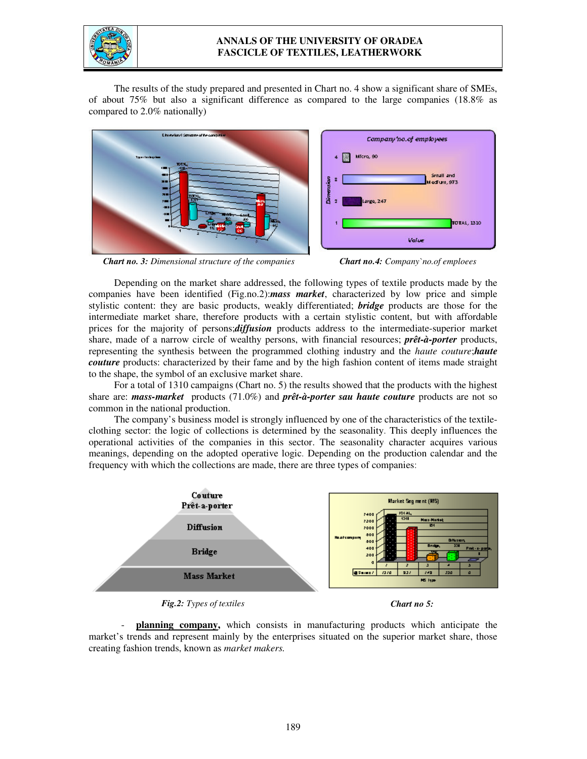The results of the study prepared and presented in Chart no. 4 show a significant share of SMEs, of about 75% but also a significant difference as compared to the large companies (18.8% as compared to 2.0% nationally)

***Chart no. 3:*** *Dimensional structure of the companies*

***Chart no.4:*** *Company`no.of emploees*

Depending on the market share addressed, the following types of textile products made by the companies have been identified (Fig.no.2):***mass market***, characterized by low price and simple stylistic content: they are basic products, weakly differentiated; ***bridge*** products are those for the intermediate market share, therefore products with a certain stylistic content, but with affordable prices for the majority of persons;***diffusion*** products address to the intermediate-superior market share, made of a narrow circle of wealthy persons, with financial resources; ***prêt-à-porter*** products, representing the synthesis between the programmed clothing industry and the *haute couture*;***haute couture*** products: characterized by their fame and by the high fashion content of items made straight to the shape, the symbol of an exclusive market share.

For a total of 1310 campaigns (Chart no. 5) the results showed that the products with the highest share are: ***mass-market*** products (71.0%) and ***prêt-à-porter sau haute couture*** products are not so common in the national production.

The company's business model is strongly influenced by one of the characteristics of the textile-clothing sector: the logic of collections is determined by the seasonality. This deeply influences the operational activities of the companies in this sector. The seasonality character acquires various meanings, depending on the adopted operative logic. Depending on the production calendar and the frequency with which the collections are made, there are three types of companies:

***Fig.2:*** *Types of textiles*

***Chart no 5:***

- **planning company,** which consists in manufacturing products which anticipate the market's trends and represent mainly by the enterprises situated on the superior market share, those creating fashion trends, known as *market makers.*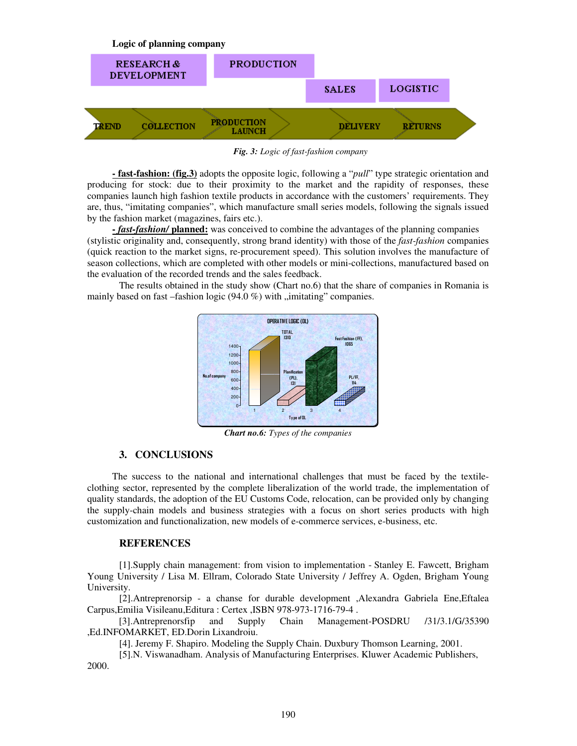Logic of planning company

RESEARCH & DEVELOPMENT

PRODUCTION

SALES

LOGISTIC

TREND

COLLECTION

PRODUCTION LAUNCH

DELIVERY

RETURNS

***Fig. 3:*** *Logic of fast-fashion company*

**- fast-fashion: (fig.3)** adopts the opposite logic, following a "*pull*" type strategic orientation and producing for stock: due to their proximity to the market and the rapidity of responses, these companies launch high fashion textile products in accordance with the customers' requirements. They are, thus, "imitating companies", which manufacture small series models, following the signals issued by the fashion market (magazines, fairs etc.).

**- *fast-fashion/* planned:** was conceived to combine the advantages of the planning companies (stylistic originality and, consequently, strong brand identity) with those of the *fast-fashion* companies (quick reaction to the market signs, re-procurement speed). This solution involves the manufacture of season collections, which are completed with other models or mini-collections, manufactured based on the evaluation of the recorded trends and the sales feedback.

The results obtained in the study show (Chart no.6) that the share of companies in Romania is mainly based on fast –fashion logic (94.0 %) with „imitating" companies.

OPERATIVE LOGIC (OL)

TOTAL, 1310

Fast Fashion (FF), 1065

Planification (PL), 131

PL/FF, 114

No.of company

1400
1200
1000
800
600
400
200
0

1 2 3 4

Type of OL

***Chart no.6:*** *Types of the companies*

## 3. CONCLUSIONS

The success to the national and international challenges that must be faced by the textile-clothing sector, represented by the complete liberalization of the world trade, the implementation of quality standards, the adoption of the EU Customs Code, relocation, can be provided only by changing the supply-chain models and business strategies with a focus on short series products with high customization and functionalization, new models of e-commerce services, e-business, etc.

## REFERENCES

[1].Supply chain management: from vision to implementation - Stanley E. Fawcett, Brigham Young University / Lisa M. Ellram, Colorado State University / Jeffrey A. Ogden, Brigham Young University.

[2].Antreprenorsip - a chanse for durable development ,Alexandra Gabriela Ene,Eftalea Carpus,Emilia Visileanu,Editura : Certex ,ISBN 978-973-1716-79-4 .

[3].Antreprenorsfip and Supply Chain Management-POSDRU /31/3.1/G/35390 ,Ed.INFOMARKET, ED.Dorin Lixandroiu.

[4]. Jeremy F. Shapiro. Modeling the Supply Chain. Duxbury Thomson Learning, 2001.

[5].N. Viswanadham. Analysis of Manufacturing Enterprises. Kluwer Academic Publishers, 2000.